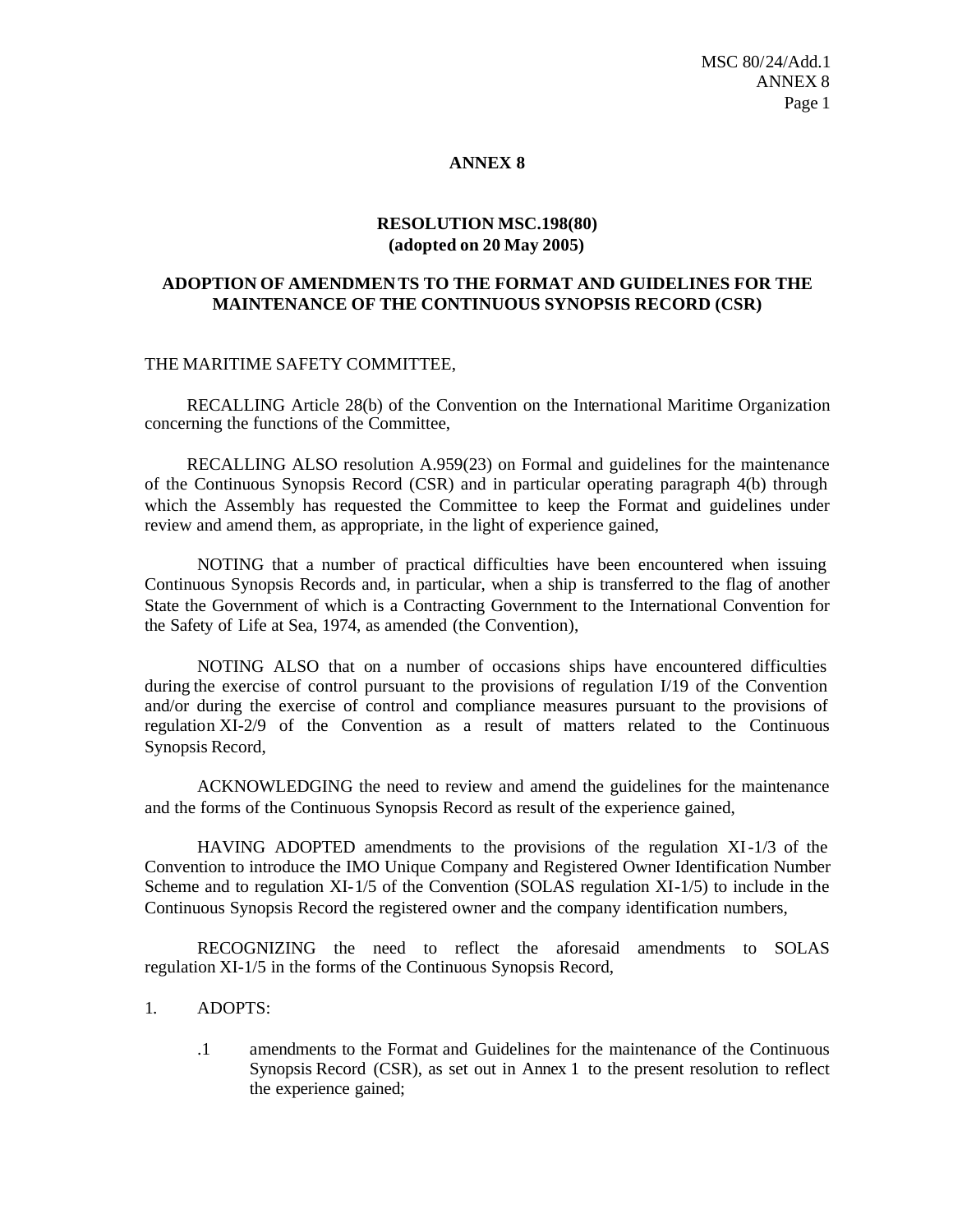# ANNEX 8

## RESOLUTION MSC.198(80)
## (adopted on 20 May 2005)

## ADOPTION OF AMENDMENTS TO THE FORMAT AND GUIDELINES FOR THE MAINTENANCE OF THE CONTINUOUS SYNOPSIS RECORD (CSR)

THE MARITIME SAFETY COMMITTEE,

RECALLING Article 28(b) of the Convention on the International Maritime Organization concerning the functions of the Committee,

RECALLING ALSO resolution A.959(23) on Formal and guidelines for the maintenance of the Continuous Synopsis Record (CSR) and in particular operating paragraph 4(b) through which the Assembly has requested the Committee to keep the Format and guidelines under review and amend them, as appropriate, in the light of experience gained,

NOTING that a number of practical difficulties have been encountered when issuing Continuous Synopsis Records and, in particular, when a ship is transferred to the flag of another State the Government of which is a Contracting Government to the International Convention for the Safety of Life at Sea, 1974, as amended (the Convention),

NOTING ALSO that on a number of occasions ships have encountered difficulties during the exercise of control pursuant to the provisions of regulation I/19 of the Convention and/or during the exercise of control and compliance measures pursuant to the provisions of regulation XI-2/9 of the Convention as a result of matters related to the Continuous Synopsis Record,

ACKNOWLEDGING the need to review and amend the guidelines for the maintenance and the forms of the Continuous Synopsis Record as result of the experience gained,

HAVING ADOPTED amendments to the provisions of the regulation XI-1/3 of the Convention to introduce the IMO Unique Company and Registered Owner Identification Number Scheme and to regulation XI-1/5 of the Convention (SOLAS regulation XI-1/5) to include in the Continuous Synopsis Record the registered owner and the company identification numbers,

RECOGNIZING the need to reflect the aforesaid amendments to SOLAS regulation XI-1/5 in the forms of the Continuous Synopsis Record,

1. ADOPTS:

   .1 amendments to the Format and Guidelines for the maintenance of the Continuous Synopsis Record (CSR), as set out in Annex 1 to the present resolution to reflect the experience gained;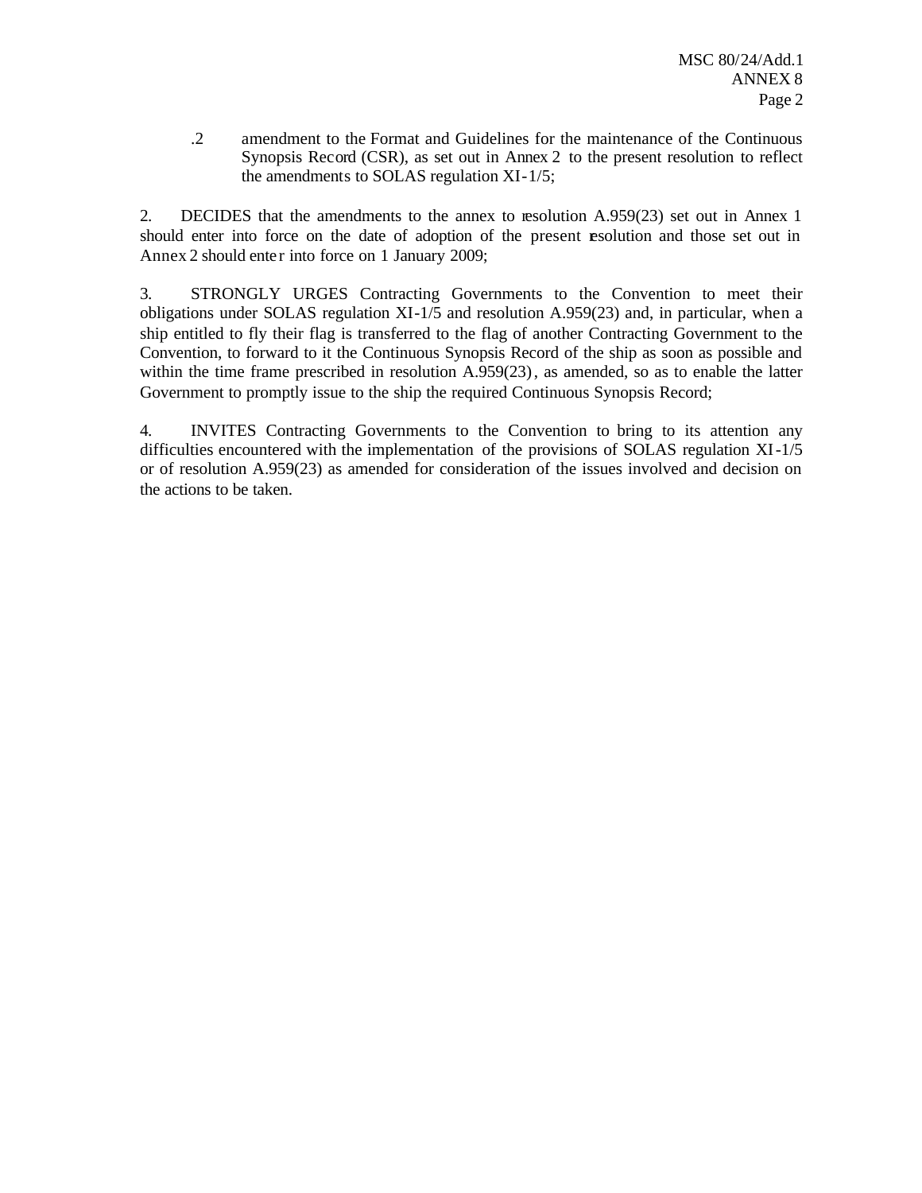.2 amendment to the Format and Guidelines for the maintenance of the Continuous Synopsis Record (CSR), as set out in Annex 2 to the present resolution to reflect the amendments to SOLAS regulation XI-1/5;

2. DECIDES that the amendments to the annex to resolution A.959(23) set out in Annex 1 should enter into force on the date of adoption of the present resolution and those set out in Annex 2 should enter into force on 1 January 2009;

3. STRONGLY URGES Contracting Governments to the Convention to meet their obligations under SOLAS regulation XI-1/5 and resolution A.959(23) and, in particular, when a ship entitled to fly their flag is transferred to the flag of another Contracting Government to the Convention, to forward to it the Continuous Synopsis Record of the ship as soon as possible and within the time frame prescribed in resolution A.959(23), as amended, so as to enable the latter Government to promptly issue to the ship the required Continuous Synopsis Record;

4. INVITES Contracting Governments to the Convention to bring to its attention any difficulties encountered with the implementation of the provisions of SOLAS regulation XI-1/5 or of resolution A.959(23) as amended for consideration of the issues involved and decision on the actions to be taken.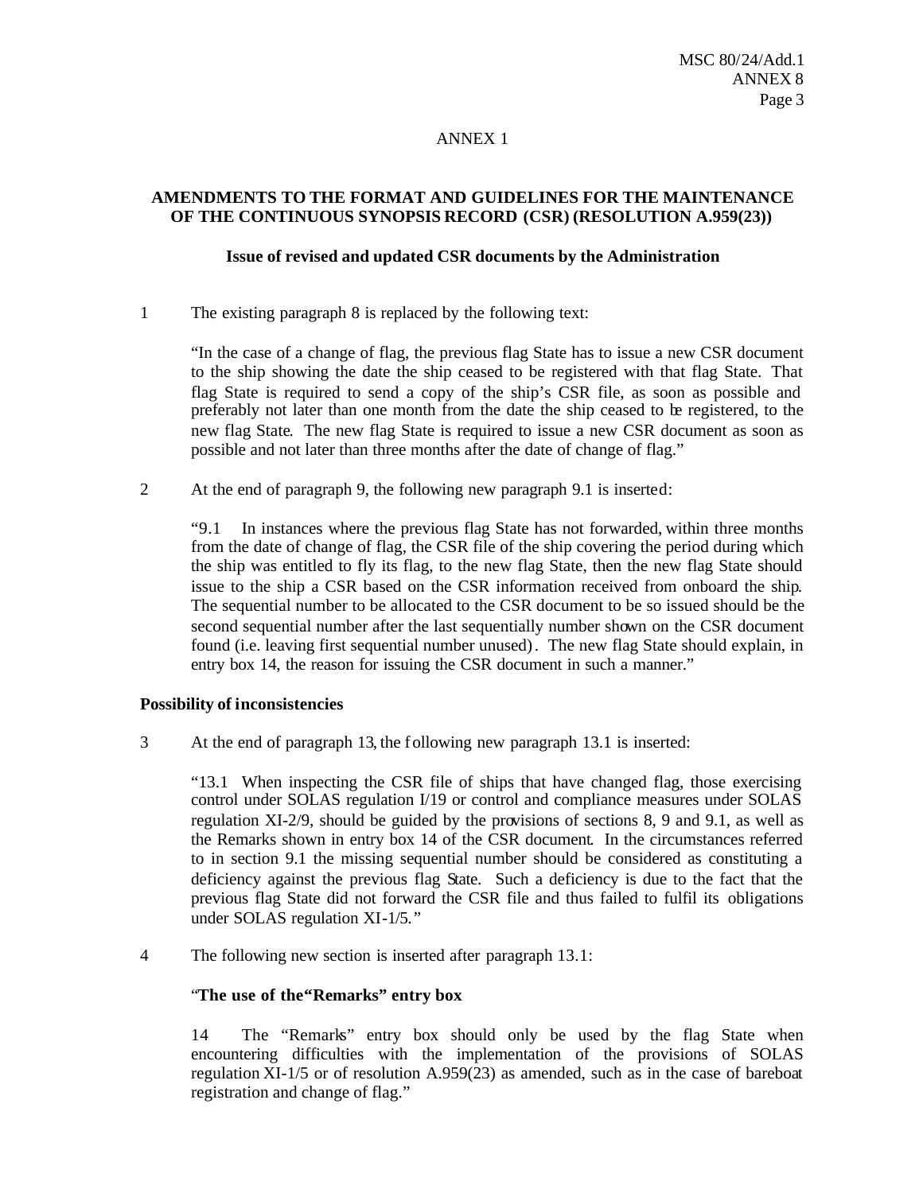ANNEX 1

## AMENDMENTS TO THE FORMAT AND GUIDELINES FOR THE MAINTENANCE OF THE CONTINUOUS SYNOPSIS RECORD (CSR) (RESOLUTION A.959(23))

### Issue of revised and updated CSR documents by the Administration

1 The existing paragraph 8 is replaced by the following text:

> "In the case of a change of flag, the previous flag State has to issue a new CSR document to the ship showing the date the ship ceased to be registered with that flag State. That flag State is required to send a copy of the ship's CSR file, as soon as possible and preferably not later than one month from the date the ship ceased to be registered, to the new flag State. The new flag State is required to issue a new CSR document as soon as possible and not later than three months after the date of change of flag."

2 At the end of paragraph 9, the following new paragraph 9.1 is inserted:

> "9.1 In instances where the previous flag State has not forwarded, within three months from the date of change of flag, the CSR file of the ship covering the period during which the ship was entitled to fly its flag, to the new flag State, then the new flag State should issue to the ship a CSR based on the CSR information received from onboard the ship. The sequential number to be allocated to the CSR document to be so issued should be the second sequential number after the last sequentially number shown on the CSR document found (i.e. leaving first sequential number unused). The new flag State should explain, in entry box 14, the reason for issuing the CSR document in such a manner."

### Possibility of inconsistencies

3 At the end of paragraph 13, the following new paragraph 13.1 is inserted:

> "13.1 When inspecting the CSR file of ships that have changed flag, those exercising control under SOLAS regulation I/19 or control and compliance measures under SOLAS regulation XI-2/9, should be guided by the provisions of sections 8, 9 and 9.1, as well as the Remarks shown in entry box 14 of the CSR document. In the circumstances referred to in section 9.1 the missing sequential number should be considered as constituting a deficiency against the previous flag State. Such a deficiency is due to the fact that the previous flag State did not forward the CSR file and thus failed to fulfil its obligations under SOLAS regulation XI-1/5."

4 The following new section is inserted after paragraph 13.1:

> "**The use of the "Remarks" entry box**
>
> 14 The "Remarks" entry box should only be used by the flag State when encountering difficulties with the implementation of the provisions of SOLAS regulation XI-1/5 or of resolution A.959(23) as amended, such as in the case of bareboat registration and change of flag."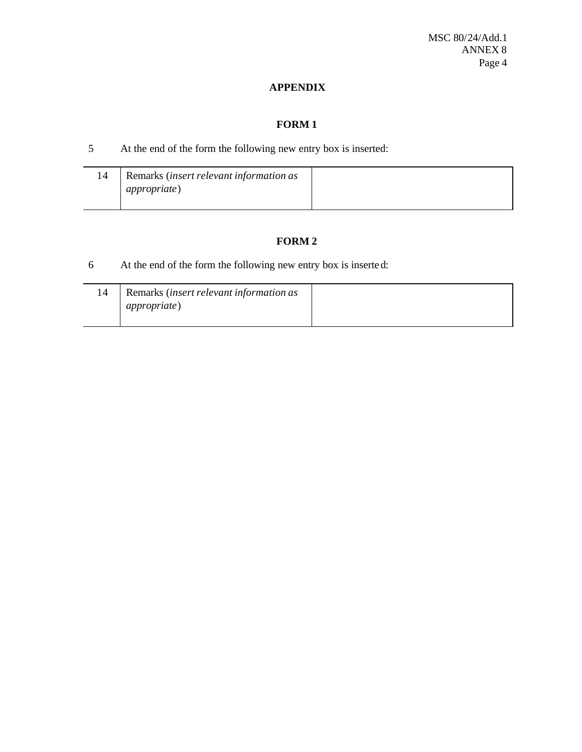## APPENDIX

### FORM 1

5 At the end of the form the following new entry box is inserted:

| | | |
|---|---|---|
| 14 | Remarks (*insert relevant information as appropriate*) | |

### FORM 2

6 At the end of the form the following new entry box is inserted:

| | | |
|---|---|---|
| 14 | Remarks (*insert relevant information as appropriate*) | |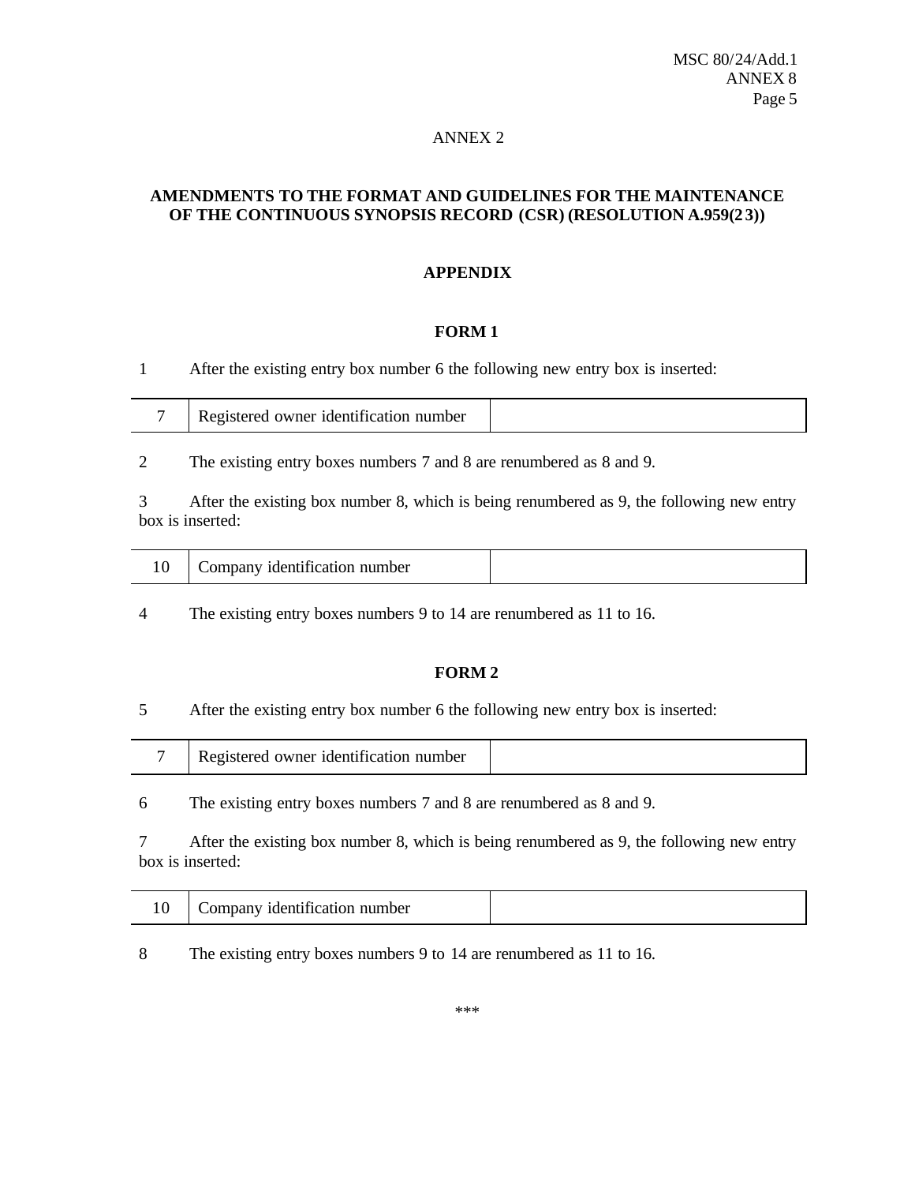ANNEX 2

**AMENDMENTS TO THE FORMAT AND GUIDELINES FOR THE MAINTENANCE OF THE CONTINUOUS SYNOPSIS RECORD (CSR) (RESOLUTION A.959(23))**

**APPENDIX**

**FORM 1**

1 After the existing entry box number 6 the following new entry box is inserted:

| | | |
|---|---|---|
| 7 | Registered owner identification number | |

2 The existing entry boxes numbers 7 and 8 are renumbered as 8 and 9.

3 After the existing box number 8, which is being renumbered as 9, the following new entry box is inserted:

| | | |
|---|---|---|
| 10 | Company identification number | |

4 The existing entry boxes numbers 9 to 14 are renumbered as 11 to 16.

**FORM 2**

5 After the existing entry box number 6 the following new entry box is inserted:

| | | |
|---|---|---|
| 7 | Registered owner identification number | |

6 The existing entry boxes numbers 7 and 8 are renumbered as 8 and 9.

7 After the existing box number 8, which is being renumbered as 9, the following new entry box is inserted:

| | | |
|---|---|---|
| 10 | Company identification number | |

8 The existing entry boxes numbers 9 to 14 are renumbered as 11 to 16.

***